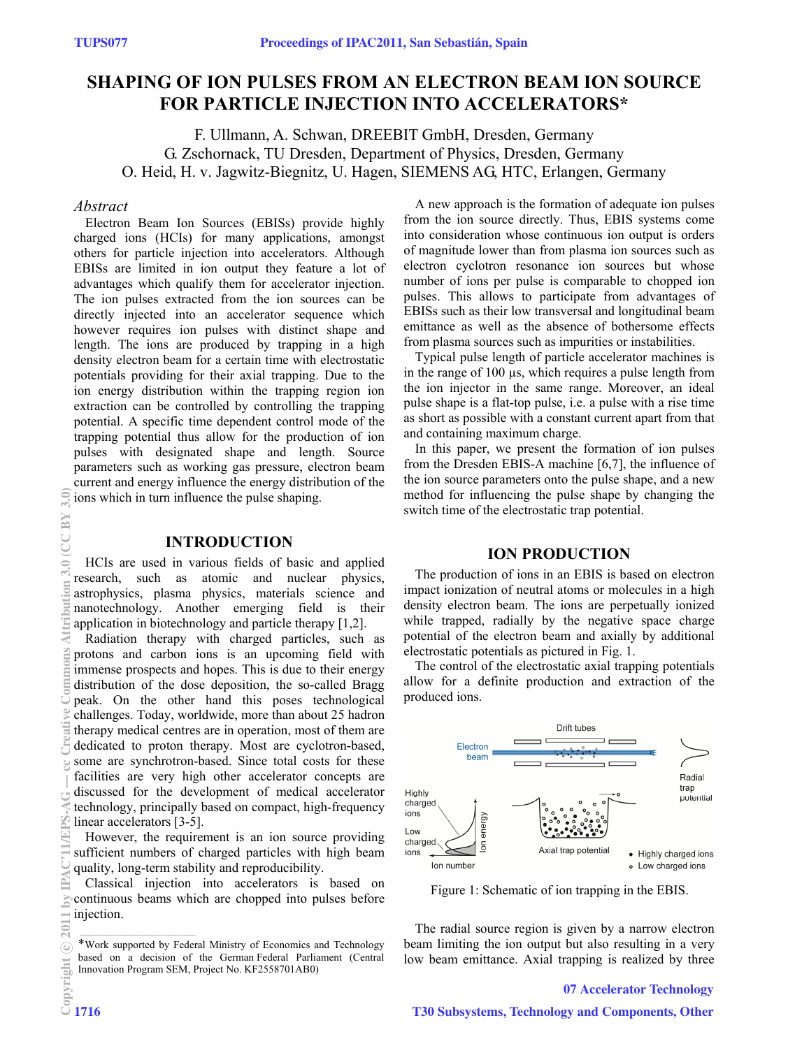# SHAPING OF ION PULSES FROM AN ELECTRON BEAM ION SOURCE FOR PARTICLE INJECTION INTO ACCELERATORS*

F. Ullmann, A. Schwan, DREEBIT GmbH, Dresden, Germany
G. Zschornack, TU Dresden, Department of Physics, Dresden, Germany
O. Heid, H. v. Jagwitz-Biegnitz, U. Hagen, SIEMENS AG, HTC, Erlangen, Germany

## *Abstract*

Electron Beam Ion Sources (EBISs) provide highly charged ions (HCIs) for many applications, amongst others for particle injection into accelerators. Although EBISs are limited in ion output they feature a lot of advantages which qualify them for accelerator injection. The ion pulses extracted from the ion sources can be directly injected into an accelerator sequence which however requires ion pulses with distinct shape and length. The ions are produced by trapping in a high density electron beam for a certain time with electrostatic potentials providing for their axial trapping. Due to the ion energy distribution within the trapping region ion extraction can be controlled by controlling the trapping potential. A specific time dependent control mode of the trapping potential thus allow for the production of ion pulses with designated shape and length. Source parameters such as working gas pressure, electron beam current and energy influence the energy distribution of the ions which in turn influence the pulse shaping.

## INTRODUCTION

HCIs are used in various fields of basic and applied research, such as atomic and nuclear physics, astrophysics, plasma physics, materials science and nanotechnology. Another emerging field is their application in biotechnology and particle therapy [1,2].

Radiation therapy with charged particles, such as protons and carbon ions is an upcoming field with immense prospects and hopes. This is due to their energy distribution of the dose deposition, the so-called Bragg peak. On the other hand this poses technological challenges. Today, worldwide, more than about 25 hadron therapy medical centres are in operation, most of them are dedicated to proton therapy. Most are cyclotron-based, some are synchrotron-based. Since total costs for these facilities are very high other accelerator concepts are discussed for the development of medical accelerator technology, principally based on compact, high-frequency linear accelerators [3-5].

However, the requirement is an ion source providing sufficient numbers of charged particles with high beam quality, long-term stability and reproducibility.

Classical injection into accelerators is based on continuous beams which are chopped into pulses before injection.

A new approach is the formation of adequate ion pulses from the ion source directly. Thus, EBIS systems come into consideration whose continuous ion output is orders of magnitude lower than from plasma ion sources such as electron cyclotron resonance ion sources but whose number of ions per pulse is comparable to chopped ion pulses. This allows to participate from advantages of EBISs such as their low transversal and longitudinal beam emittance as well as the absence of bothersome effects from plasma sources such as impurities or instabilities.

Typical pulse length of particle accelerator machines is in the range of 100 µs, which requires a pulse length from the ion injector in the same range. Moreover, an ideal pulse shape is a flat-top pulse, i.e. a pulse with a rise time as short as possible with a constant current apart from that and containing maximum charge.

In this paper, we present the formation of ion pulses from the Dresden EBIS-A machine [6,7], the influence of the ion source parameters onto the pulse shape, and a new method for influencing the pulse shape by changing the switch time of the electrostatic trap potential.

## ION PRODUCTION

The production of ions in an EBIS is based on electron impact ionization of neutral atoms or molecules in a high density electron beam. The ions are perpetually ionized while trapped, radially by the negative space charge potential of the electron beam and axially by additional electrostatic potentials as pictured in Fig. 1.

The control of the electrostatic axial trapping potentials allow for a definite production and extraction of the produced ions.

Figure 1: Schematic of ion trapping in the EBIS.

The radial source region is given by a narrow electron beam limiting the ion output but also resulting in a very low beam emittance. Axial trapping is realized by three

*Work supported by Federal Ministry of Economics and Technology based on a decision of the German Federal Parliament (Central Innovation Program SEM, Project No. KF2558701AB0)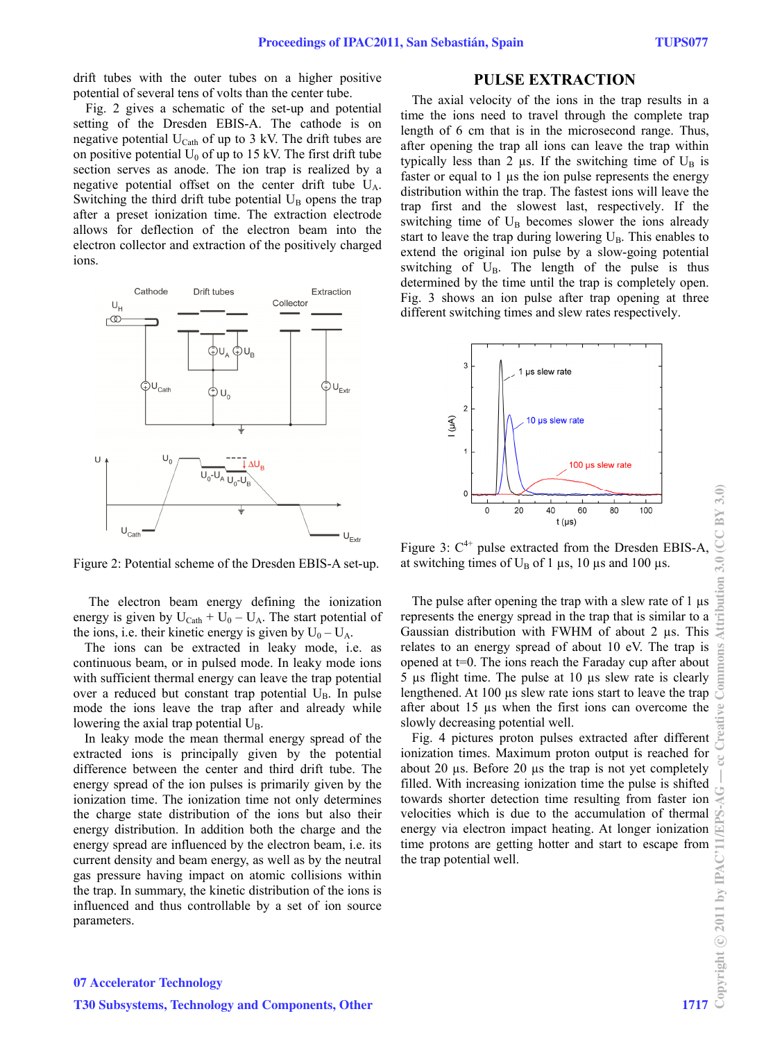drift tubes with the outer tubes on a higher positive potential of several tens of volts than the center tube.

Fig. 2 gives a schematic of the set-up and potential setting of the Dresden EBIS-A. The cathode is on negative potential $U_{Cath}$ of up to 3 kV. The drift tubes are on positive potential $U_0$ of up to 15 kV. The first drift tube section serves as anode. The ion trap is realized by a negative potential offset on the center drift tube $U_A$. Switching the third drift tube potential $U_B$ opens the trap after a preset ionization time. The extraction electrode allows for deflection of the electron beam into the electron collector and extraction of the positively charged ions.

Figure 2: Potential scheme of the Dresden EBIS-A set-up.

The electron beam energy defining the ionization energy is given by $U_{Cath} + U_0 - U_A$. The start potential of the ions, i.e. their kinetic energy is given by $U_0 - U_A$.

The ions can be extracted in leaky mode, i.e. as continuous beam, or in pulsed mode. In leaky mode ions with sufficient thermal energy can leave the trap potential over a reduced but constant trap potential $U_B$. In pulse mode the ions leave the trap after and already while lowering the axial trap potential $U_B$.

In leaky mode the mean thermal energy spread of the extracted ions is principally given by the potential difference between the center and third drift tube. The energy spread of the ion pulses is primarily given by the ionization time. The ionization time not only determines the charge state distribution of the ions but also their energy distribution. In addition both the charge and the energy spread are influenced by the electron beam, i.e. its current density and beam energy, as well as by the neutral gas pressure having impact on atomic collisions within the trap. In summary, the kinetic distribution of the ions is influenced and thus controllable by a set of ion source parameters.

## PULSE EXTRACTION

The axial velocity of the ions in the trap results in a time the ions need to travel through the complete trap length of 6 cm that is in the microsecond range. Thus, after opening the trap all ions can leave the trap within typically less than 2 µs. If the switching time of $U_B$ is faster or equal to 1 µs the ion pulse represents the energy distribution within the trap. The fastest ions will leave the trap first and the slowest last, respectively. If the switching time of $U_B$ becomes slower the ions already start to leave the trap during lowering $U_B$. This enables to extend the original ion pulse by a slow-going potential switching of $U_B$. The length of the pulse is thus determined by the time until the trap is completely open. Fig. 3 shows an ion pulse after trap opening at three different switching times and slew rates respectively.

Figure 3: $C^{4+}$ pulse extracted from the Dresden EBIS-A, at switching times of $U_B$ of 1 µs, 10 µs and 100 µs.

The pulse after opening the trap with a slew rate of 1 µs represents the energy spread in the trap that is similar to a Gaussian distribution with FWHM of about 2 µs. This relates to an energy spread of about 10 eV. The trap is opened at t=0. The ions reach the Faraday cup after about 5 µs flight time. The pulse at 10 µs slew rate is clearly lengthened. At 100 µs slew rate ions start to leave the trap after about 15 µs when the first ions can overcome the slowly decreasing potential well.

Fig. 4 pictures proton pulses extracted after different ionization times. Maximum proton output is reached for about 20 µs. Before 20 µs the trap is not yet completely filled. With increasing ionization time the pulse is shifted towards shorter detection time resulting from faster ion velocities which is due to the accumulation of thermal energy via electron impact heating. At longer ionization time protons are getting hotter and start to escape from the trap potential well.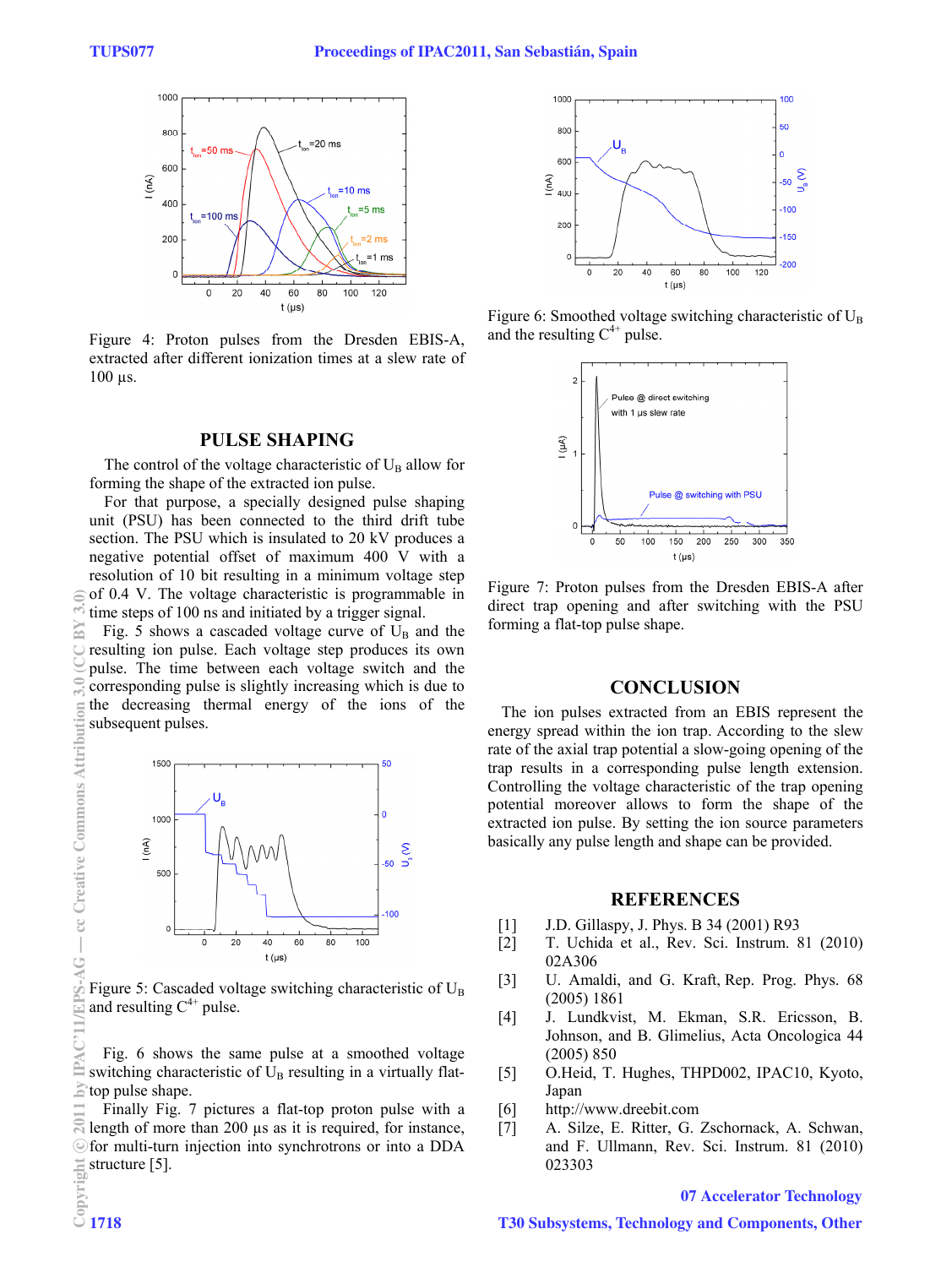1000
800
600
400
200
0
I (nA)
0 20 40 60 80 100 120
t (µs)
$t_{ion}$=50 ms
$t_{ion}$=20 ms
$t_{ion}$=10 ms
$t_{ion}$=5 ms
$t_{ion}$=100 ms
$t_{ion}$=2 ms
$t_{ion}$=1 ms

Figure 4: Proton pulses from the Dresden EBIS-A, extracted after different ionization times at a slew rate of 100 µs.

## PULSE SHAPING

The control of the voltage characteristic of $U_B$ allow for forming the shape of the extracted ion pulse.

For that purpose, a specially designed pulse shaping unit (PSU) has been connected to the third drift tube section. The PSU which is insulated to 20 kV produces a negative potential offset of maximum 400 V with a resolution of 10 bit resulting in a minimum voltage step of 0.4 V. The voltage characteristic is programmable in time steps of 100 ns and initiated by a trigger signal.

Fig. 5 shows a cascaded voltage curve of $U_B$ and the resulting ion pulse. Each voltage step produces its own pulse. The time between each voltage switch and the corresponding pulse is slightly increasing which is due to the decreasing thermal energy of the ions of the subsequent pulses.

1500
1000
500
0
I (nA)
0 20 40 60 80 100
t (µs)
$U_B$
50
0
-50
-100
$U_3$ (V)

Figure 5: Cascaded voltage switching characteristic of $U_B$ and resulting $C^{4+}$ pulse.

Fig. 6 shows the same pulse at a smoothed voltage switching characteristic of $U_B$ resulting in a virtually flat-top pulse shape.

Finally Fig. 7 pictures a flat-top proton pulse with a length of more than 200 µs as it is required, for instance, for multi-turn injection into synchrotrons or into a DDA structure [5].

1000
800
600
400
200
0
I (nA)
0 20 40 60 80 100 120
t (µs)
$U_B$
100
50
0
-50
-100
-150
-200
$U_B$ (V)

Figure 6: Smoothed voltage switching characteristic of $U_B$ and the resulting $C^{4+}$ pulse.

2
1
0
I (µA)
0 50 100 150 200 250 300 350
t (µs)
Pulse @ direct switching
with 1 µs slew rate
Pulse @ switching with PSU

Figure 7: Proton pulses from the Dresden EBIS-A after direct trap opening and after switching with the PSU forming a flat-top pulse shape.

## CONCLUSION

The ion pulses extracted from an EBIS represent the energy spread within the ion trap. According to the slew rate of the axial trap potential a slow-going opening of the trap results in a corresponding pulse length extension. Controlling the voltage characteristic of the trap opening potential moreover allows to form the shape of the extracted ion pulse. By setting the ion source parameters basically any pulse length and shape can be provided.

## REFERENCES

[1] J.D. Gillaspy, J. Phys. B 34 (2001) R93

[2] T. Uchida et al., Rev. Sci. Instrum. 81 (2010) 02A306

[3] U. Amaldi, and G. Kraft, Rep. Prog. Phys. 68 (2005) 1861

[4] J. Lundkvist, M. Ekman, S.R. Ericsson, B. Johnson, and B. Glimelius, Acta Oncologica 44 (2005) 850

[5] O.Heid, T. Hughes, THPD002, IPAC10, Kyoto, Japan

[6] http://www.dreebit.com

[7] A. Silze, E. Ritter, G. Zschornack, A. Schwan, and F. Ullmann, Rev. Sci. Instrum. 81 (2010) 023303